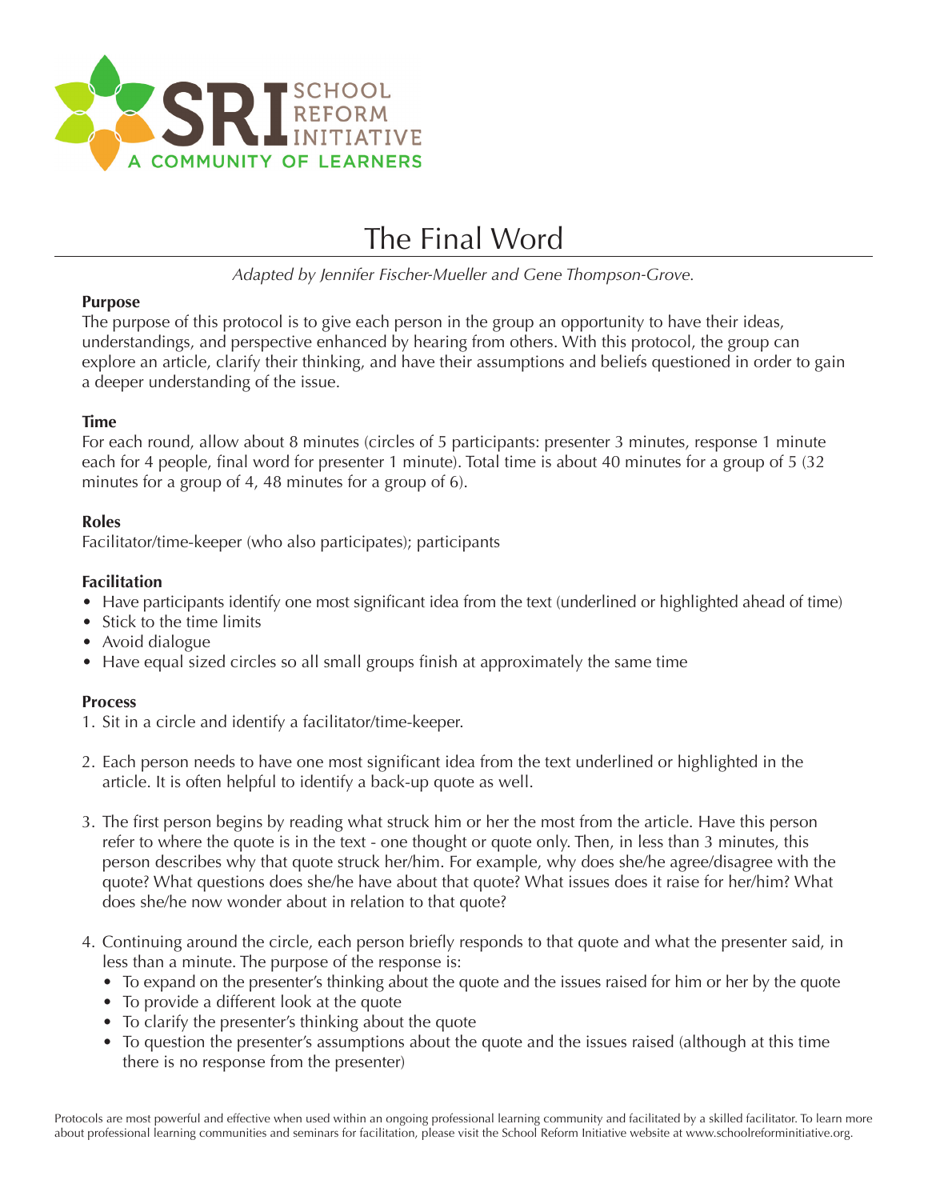SRI SCHOOL REFORM INITIATIVE

A COMMUNITY OF LEARNERS

# The Final Word

*Adapted by Jennifer Fischer-Mueller and Gene Thompson-Grove.*

**Purpose**

The purpose of this protocol is to give each person in the group an opportunity to have their ideas, understandings, and perspective enhanced by hearing from others. With this protocol, the group can explore an article, clarify their thinking, and have their assumptions and beliefs questioned in order to gain a deeper understanding of the issue.

**Time**

For each round, allow about 8 minutes (circles of 5 participants: presenter 3 minutes, response 1 minute each for 4 people, final word for presenter 1 minute). Total time is about 40 minutes for a group of 5 (32 minutes for a group of 4, 48 minutes for a group of 6).

**Roles**

Facilitator/time-keeper (who also participates); participants

**Facilitation**

- Have participants identify one most significant idea from the text (underlined or highlighted ahead of time)
- Stick to the time limits
- Avoid dialogue
- Have equal sized circles so all small groups finish at approximately the same time

**Process**

1. Sit in a circle and identify a facilitator/time-keeper.
2. Each person needs to have one most significant idea from the text underlined or highlighted in the article. It is often helpful to identify a back-up quote as well.
3. The first person begins by reading what struck him or her the most from the article. Have this person refer to where the quote is in the text - one thought or quote only. Then, in less than 3 minutes, this person describes why that quote struck her/him. For example, why does she/he agree/disagree with the quote? What questions does she/he have about that quote? What issues does it raise for her/him? What does she/he now wonder about in relation to that quote?
4. Continuing around the circle, each person briefly responds to that quote and what the presenter said, in less than a minute. The purpose of the response is:
   - To expand on the presenter's thinking about the quote and the issues raised for him or her by the quote
   - To provide a different look at the quote
   - To clarify the presenter's thinking about the quote
   - To question the presenter's assumptions about the quote and the issues raised (although at this time there is no response from the presenter)

Protocols are most powerful and effective when used within an ongoing professional learning community and facilitated by a skilled facilitator. To learn more about professional learning communities and seminars for facilitation, please visit the School Reform Initiative website at www.schoolreforminitiative.org.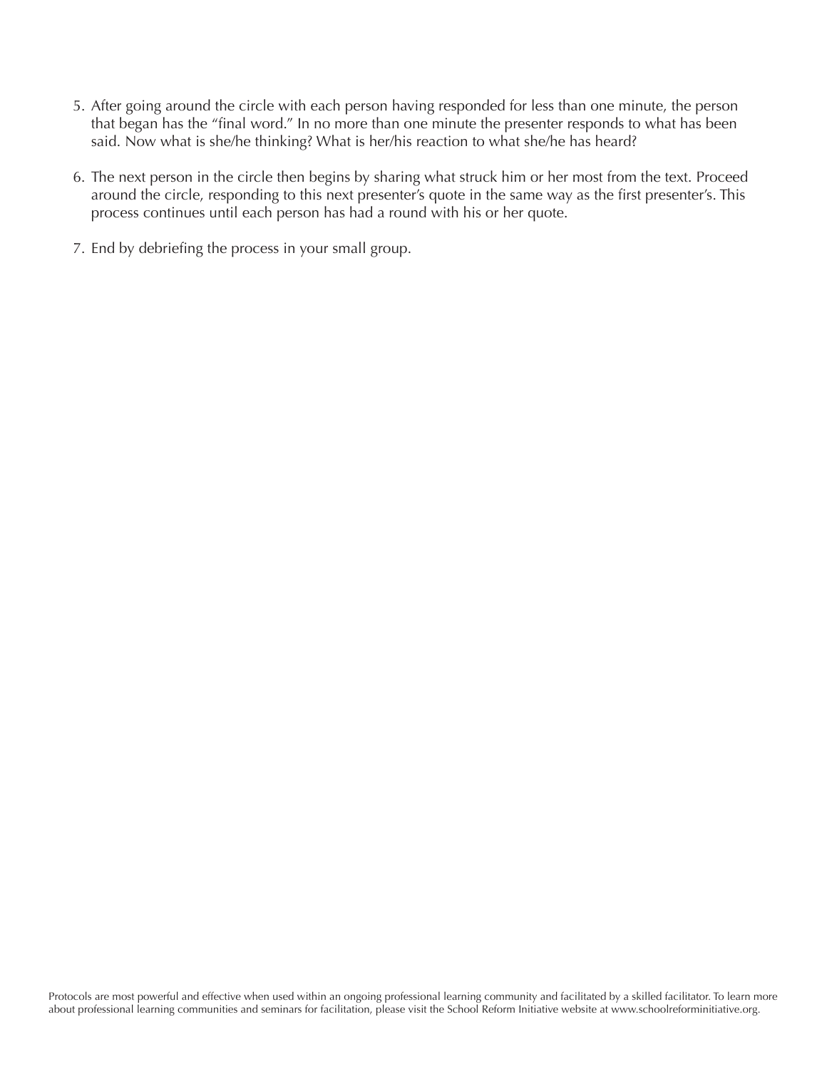5. After going around the circle with each person having responded for less than one minute, the person that began has the "final word." In no more than one minute the presenter responds to what has been said. Now what is she/he thinking? What is her/his reaction to what she/he has heard?

6. The next person in the circle then begins by sharing what struck him or her most from the text. Proceed around the circle, responding to this next presenter's quote in the same way as the first presenter's. This process continues until each person has had a round with his or her quote.

7. End by debriefing the process in your small group.

Protocols are most powerful and effective when used within an ongoing professional learning community and facilitated by a skilled facilitator. To learn more about professional learning communities and seminars for facilitation, please visit the School Reform Initiative website at www.schoolreforminitiative.org.